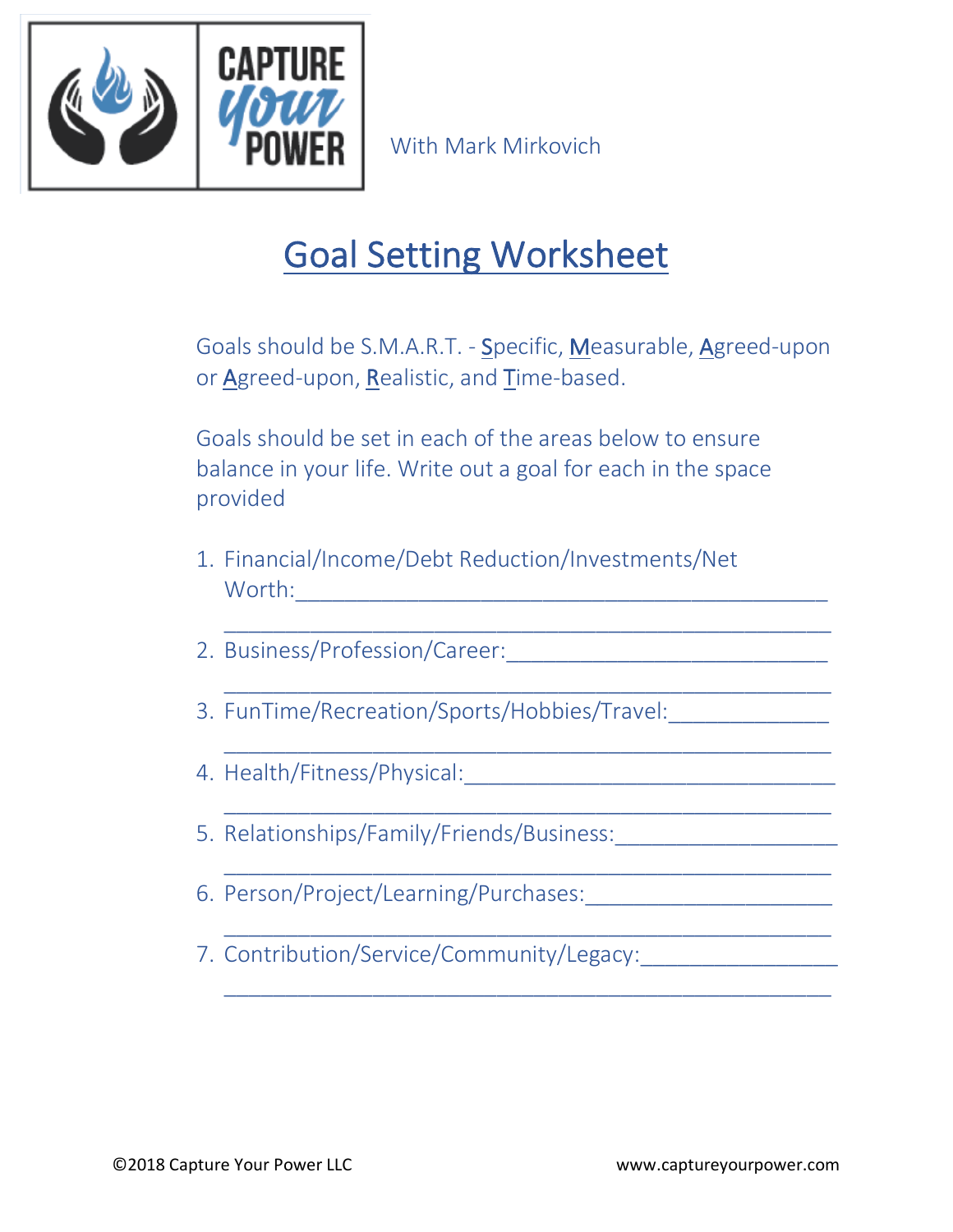CAPTURE your POWER

With Mark Mirkovich

# Goal Setting Worksheet

Goals should be S.M.A.R.T. - Specific, Measurable, Agreed-upon or Agreed-upon, Realistic, and Time-based.

Goals should be set in each of the areas below to ensure balance in your life. Write out a goal for each in the space provided

1. Financial/Income/Debt Reduction/Investments/Net Worth:_______________________________________________
   _______________________________________________
2. Business/Profession/Career:___________________________
   _______________________________________________
3. FunTime/Recreation/Sports/Hobbies/Travel:_____________
   _______________________________________________
4. Health/Fitness/Physical:______________________________
   _______________________________________________
5. Relationships/Family/Friends/Business:__________________
   _______________________________________________
6. Person/Project/Learning/Purchases:____________________
   _______________________________________________
7. Contribution/Service/Community/Legacy:________________
   _______________________________________________

©2018 Capture Your Power LLC

www.captureyourpower.com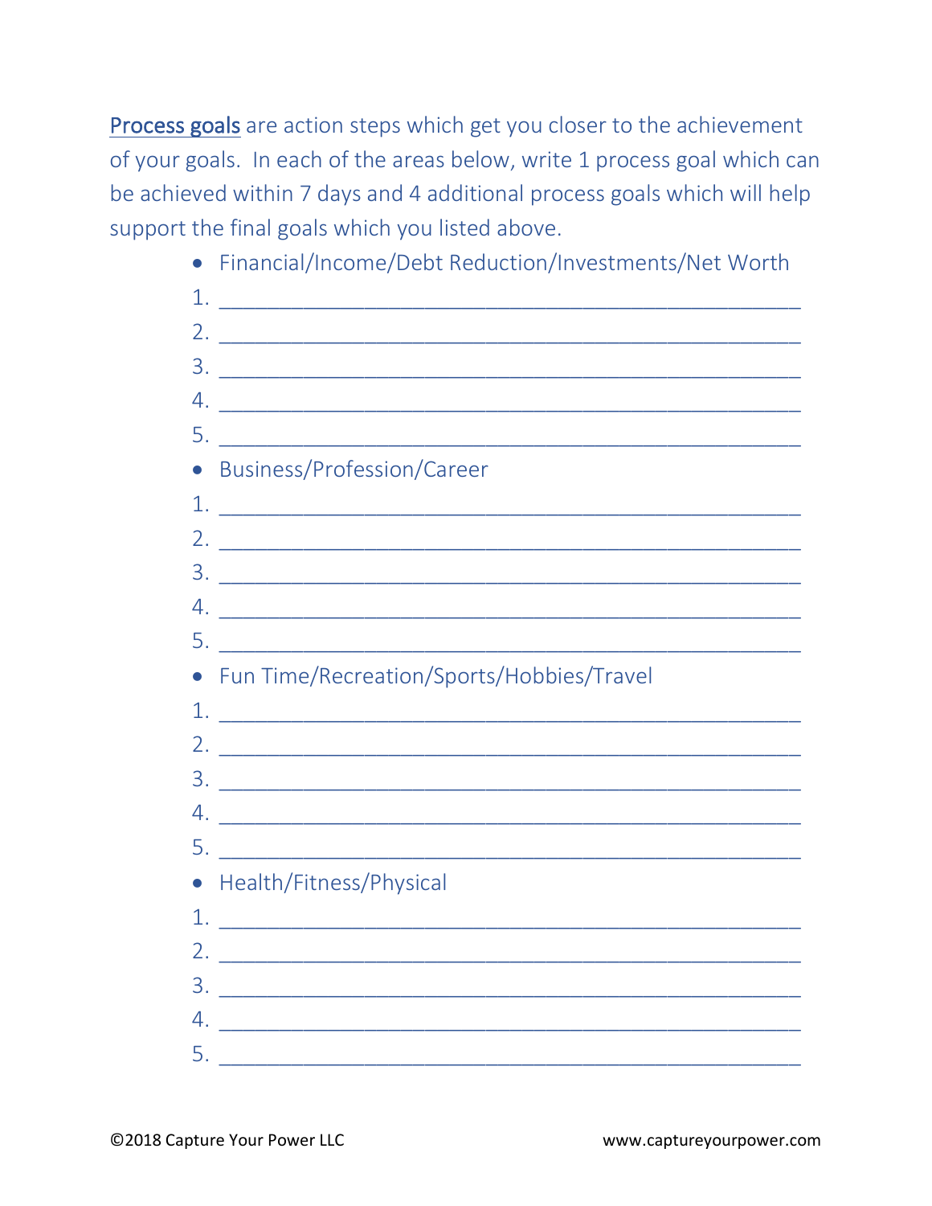<u>Process goals</u> are action steps which get you closer to the achievement of your goals. In each of the areas below, write 1 process goal which can be achieved within 7 days and 4 additional process goals which will help support the final goals which you listed above.

- Financial/Income/Debt Reduction/Investments/Net Worth

1. ______________________________________________
2. ______________________________________________
3. ______________________________________________
4. ______________________________________________
5. ______________________________________________

- Business/Profession/Career

1. ______________________________________________
2. ______________________________________________
3. ______________________________________________
4. ______________________________________________
5. ______________________________________________

- Fun Time/Recreation/Sports/Hobbies/Travel

1. ______________________________________________
2. ______________________________________________
3. ______________________________________________
4. ______________________________________________
5. ______________________________________________

- Health/Fitness/Physical

1. ______________________________________________
2. ______________________________________________
3. ______________________________________________
4. ______________________________________________
5. ______________________________________________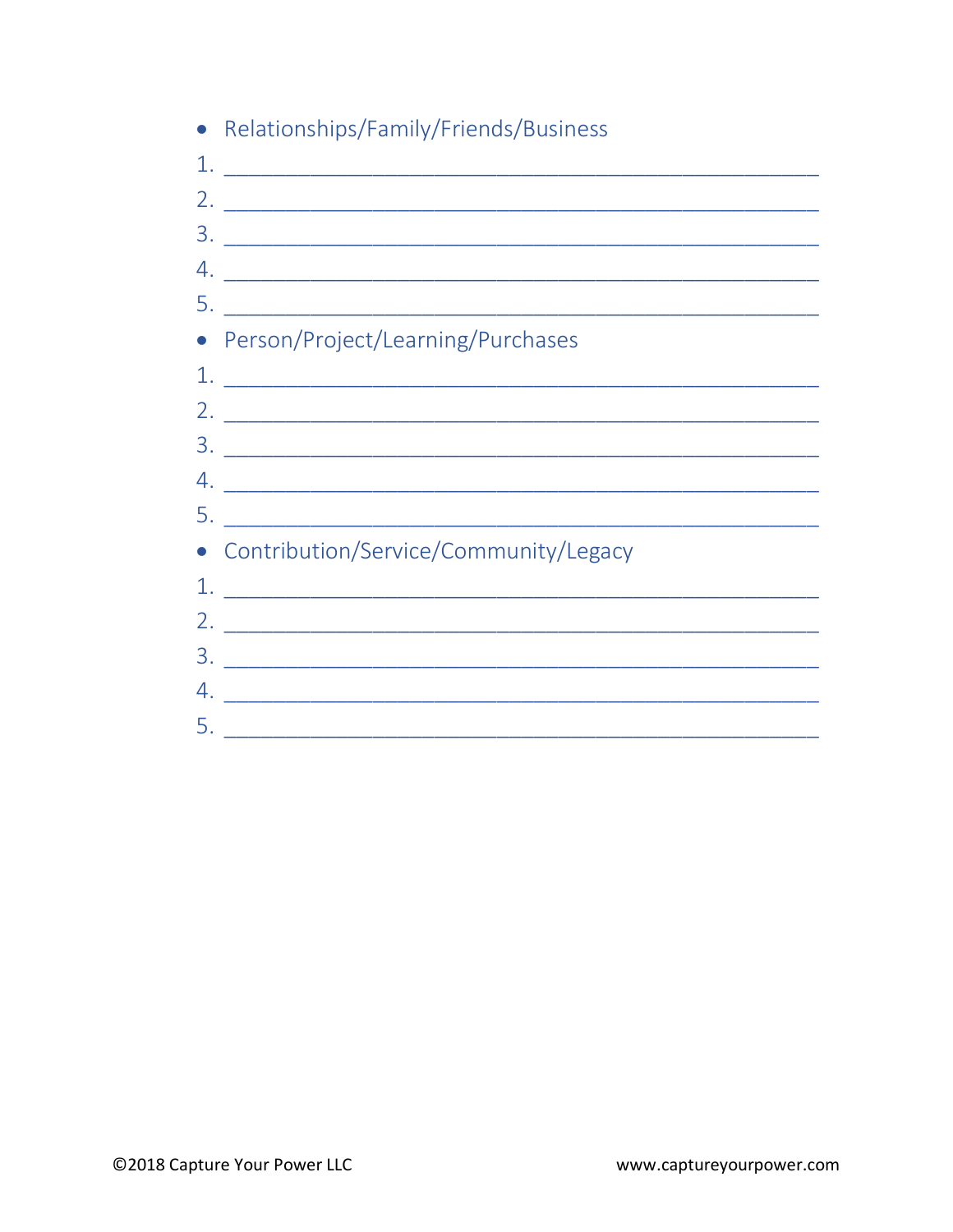- Relationships/Family/Friends/Business

1. ____________________________________________________
2. ____________________________________________________
3. ____________________________________________________
4. ____________________________________________________
5. ____________________________________________________

- Person/Project/Learning/Purchases

1. ____________________________________________________
2. ____________________________________________________
3. ____________________________________________________
4. ____________________________________________________
5. ____________________________________________________

- Contribution/Service/Community/Legacy

1. ____________________________________________________
2. ____________________________________________________
3. ____________________________________________________
4. ____________________________________________________
5. ____________________________________________________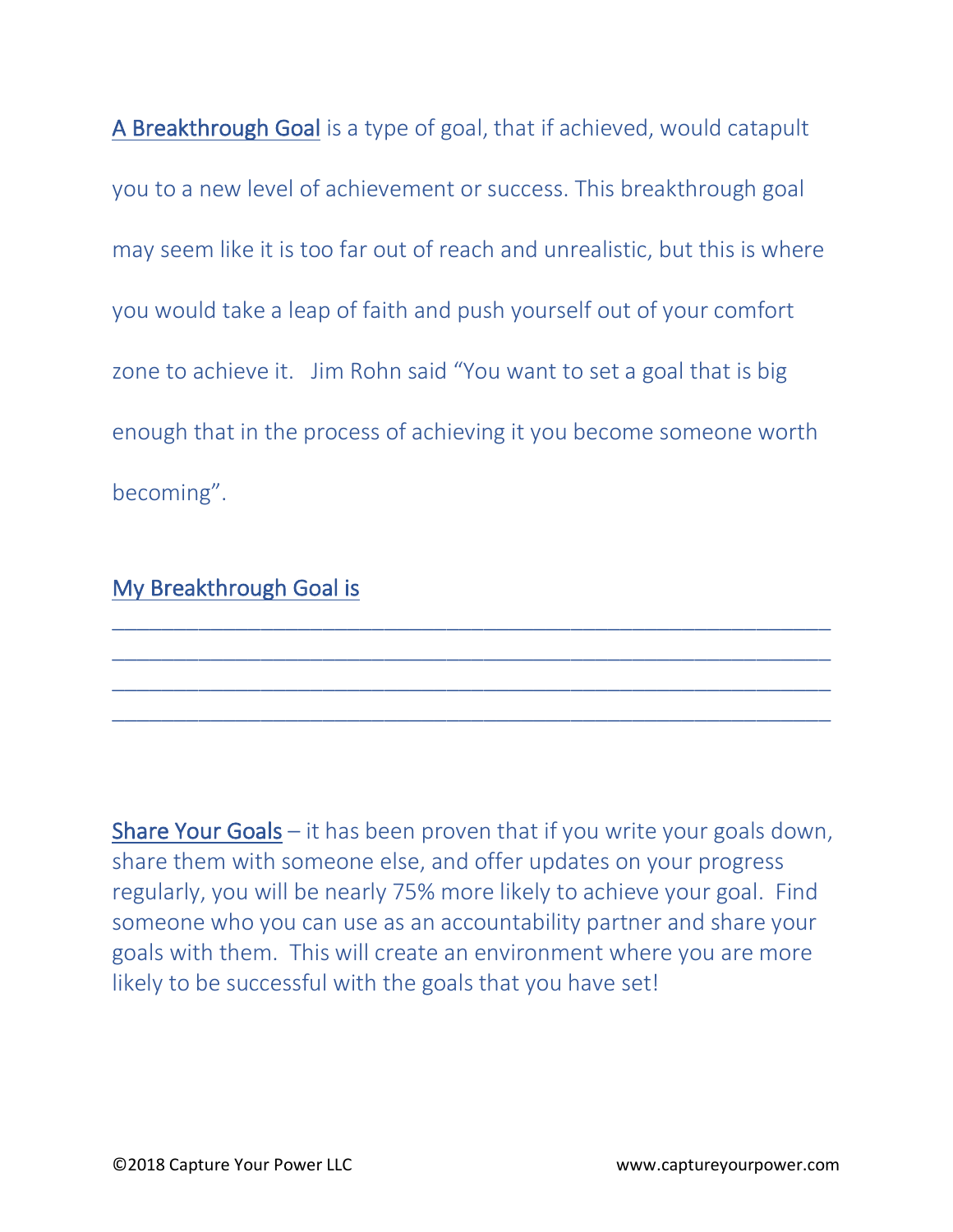A Breakthrough Goal is a type of goal, that if achieved, would catapult you to a new level of achievement or success. This breakthrough goal may seem like it is too far out of reach and unrealistic, but this is where you would take a leap of faith and push yourself out of your comfort zone to achieve it. Jim Rohn said "You want to set a goal that is big enough that in the process of achieving it you become someone worth becoming".

My Breakthrough Goal is

______________________________________________________________________

______________________________________________________________________

______________________________________________________________________

______________________________________________________________________

Share Your Goals – it has been proven that if you write your goals down, share them with someone else, and offer updates on your progress regularly, you will be nearly 75% more likely to achieve your goal. Find someone who you can use as an accountability partner and share your goals with them. This will create an environment where you are more likely to be successful with the goals that you have set!

©2018 Capture Your Power LLC www.captureyourpower.com